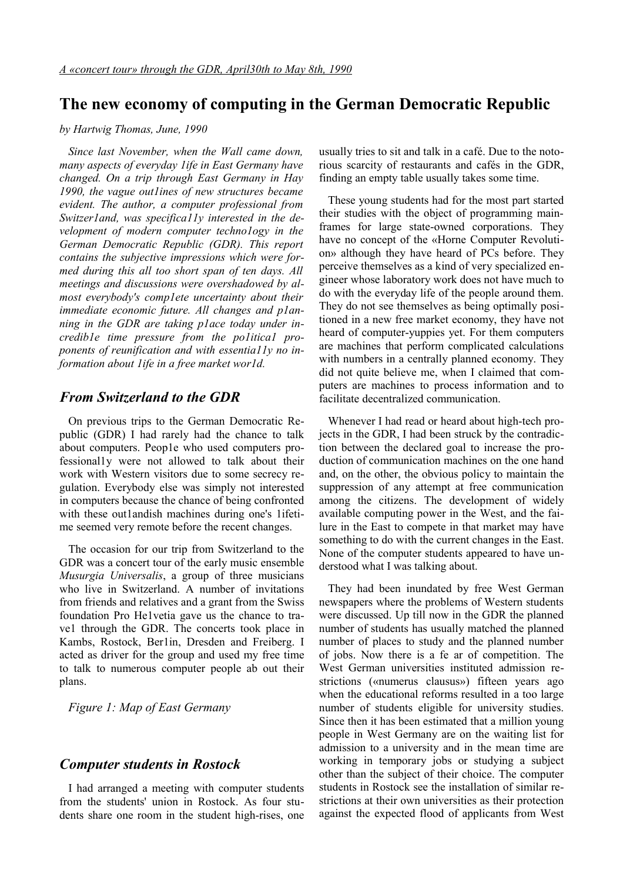*A «concert tour» through the GDR, April30th to May 8th, 1990*

# The new economy of computing in the German Democratic Republic

*by Hartwig Thomas, June, 1990*

*Since last November, when the Wall came down, many aspects of everyday 1ife in East Germany have changed. On a trip through East Germany in Hay 1990, the vague out1ines of new structures became evident. The author, a computer professional from Switzer1and, was specifica11y interested in the development of modern computer techno1ogy in the German Democratic Republic (GDR). This report contains the subjective impressions which were formed during this all too short span of ten days. All meetings and discussions were overshadowed by almost everybody's comp1ete uncertainty about their immediate economic future. All changes and p1anning in the GDR are taking p1ace today under incredib1e time pressure from the po1itica1 proponents of reunification and with essentia11y no information about 1ife in a free market wor1d.*

## *From Switzerland to the GDR*

On previous trips to the German Democratic Republic (GDR) I had rarely had the chance to talk about computers. Peop1e who used computers professional1y were not allowed to talk about their work with Western visitors due to some secrecy regulation. Everybody else was simply not interested in computers because the chance of being confronted with these out1andish machines during one's 1ifetime seemed very remote before the recent changes.

The occasion for our trip from Switzerland to the GDR was a concert tour of the early music ensemble *Musurgia Universalis*, a group of three musicians who live in Switzerland. A number of invitations from friends and relatives and a grant from the Swiss foundation Pro He1vetia gave us the chance to trave1 through the GDR. The concerts took place in Kambs, Rostock, Ber1in, Dresden and Freiberg. I acted as driver for the group and used my free time to talk to numerous computer people ab out their plans.

*Figure 1: Map of East Germany*

## *Computer students in Rostock*

I had arranged a meeting with computer students from the students' union in Rostock. As four students share one room in the student high-rises, one usually tries to sit and talk in a café. Due to the notorious scarcity of restaurants and cafés in the GDR, finding an empty table usually takes some time.

These young students had for the most part started their studies with the object of programming mainframes for large state-owned corporations. They have no concept of the «Horne Computer Revolution» although they have heard of PCs before. They perceive themselves as a kind of very specialized engineer whose laboratory work does not have much to do with the everyday life of the people around them. They do not see themselves as being optimally positioned in a new free market economy, they have not heard of computer-yuppies yet. For them computers are machines that perform complicated calculations with numbers in a centrally planned economy. They did not quite believe me, when I claimed that computers are machines to process information and to facilitate decentralized communication.

Whenever I had read or heard about high-tech projects in the GDR, I had been struck by the contradiction between the declared goal to increase the production of communication machines on the one hand and, on the other, the obvious policy to maintain the suppression of any attempt at free communication among the citizens. The development of widely available computing power in the West, and the failure in the East to compete in that market may have something to do with the current changes in the East. None of the computer students appeared to have understood what I was talking about.

They had been inundated by free West German newspapers where the problems of Western students were discussed. Up till now in the GDR the planned number of students has usually matched the planned number of places to study and the planned number of jobs. Now there is a fe ar of competition. The West German universities instituted admission restrictions («numerus clausus») fifteen years ago when the educational reforms resulted in a too large number of students eligible for university studies. Since then it has been estimated that a million young people in West Germany are on the waiting list for admission to a university and in the mean time are working in temporary jobs or studying a subject other than the subject of their choice. The computer students in Rostock see the installation of similar restrictions at their own universities as their protection against the expected flood of applicants from West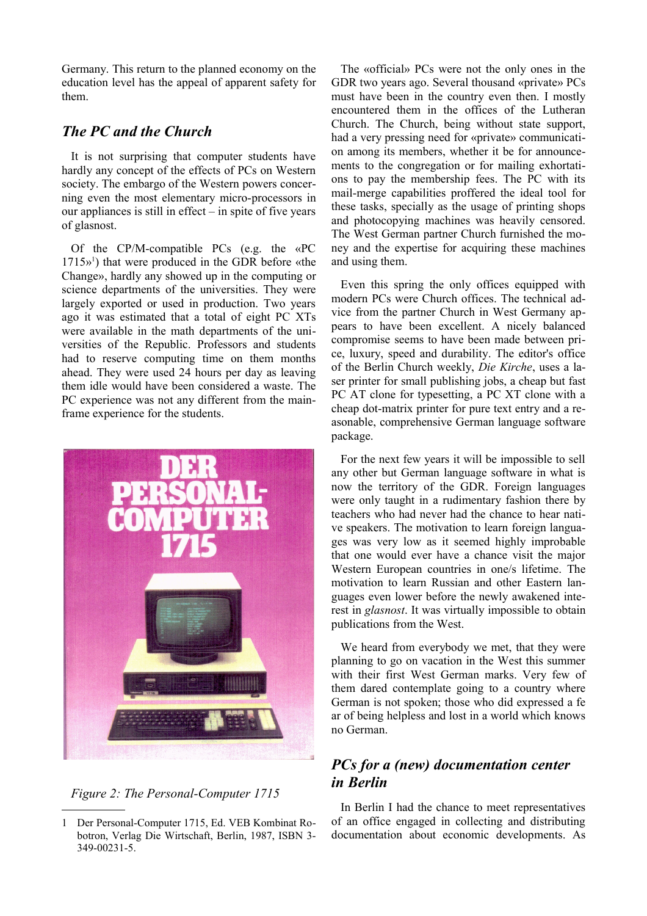Germany. This return to the planned economy on the education level has the appeal of apparent safety for them.

## *The PC and the Church*

It is not surprising that computer students have hardly any concept of the effects of PCs on Western society. The embargo of the Western powers concerning even the most elementary micro-processors in our appliances is still in effect – in spite of five years of glasnost.

Of the CP/M-compatible PCs (e.g. the «PC 1715»[1]) that were produced in the GDR before «the Change», hardly any showed up in the computing or science departments of the universities. They were largely exported or used in production. Two years ago it was estimated that a total of eight PC XTs were available in the math departments of the universities of the Republic. Professors and students had to reserve computing time on them months ahead. They were used 24 hours per day as leaving them idle would have been considered a waste. The PC experience was not any different from the mainframe experience for the students.

*Figure 2: The Personal-Computer 1715*

The «official» PCs were not the only ones in the GDR two years ago. Several thousand «private» PCs must have been in the country even then. I mostly encountered them in the offices of the Lutheran Church. The Church, being without state support, had a very pressing need for «private» communication among its members, whether it be for announcements to the congregation or for mailing exhortations to pay the membership fees. The PC with its mail-merge capabilities proffered the ideal tool for these tasks, specially as the usage of printing shops and photocopying machines was heavily censored. The West German partner Church furnished the money and the expertise for acquiring these machines and using them.

Even this spring the only offices equipped with modern PCs were Church offices. The technical advice from the partner Church in West Germany appears to have been excellent. A nicely balanced compromise seems to have been made between price, luxury, speed and durability. The editor's office of the Berlin Church weekly, *Die Kirche*, uses a laser printer for small publishing jobs, a cheap but fast PC AT clone for typesetting, a PC XT clone with a cheap dot-matrix printer for pure text entry and a reasonable, comprehensive German language software package.

For the next few years it will be impossible to sell any other but German language software in what is now the territory of the GDR. Foreign languages were only taught in a rudimentary fashion there by teachers who had never had the chance to hear native speakers. The motivation to learn foreign languages was very low as it seemed highly improbable that one would ever have a chance visit the major Western European countries in one/s lifetime. The motivation to learn Russian and other Eastern languages even lower before the newly awakened interest in *glasnost*. It was virtually impossible to obtain publications from the West.

We heard from everybody we met, that they were planning to go on vacation in the West this summer with their first West German marks. Very few of them dared contemplate going to a country where German is not spoken; those who did expressed a fear of being helpless and lost in a world which knows no German.

## *PCs for a (new) documentation center in Berlin*

In Berlin I had the chance to meet representatives of an office engaged in collecting and distributing documentation about economic developments. As

---

1 Der Personal-Computer 1715, Ed. VEB Kombinat Robotron, Verlag Die Wirtschaft, Berlin, 1987, ISBN 3-349-00231-5.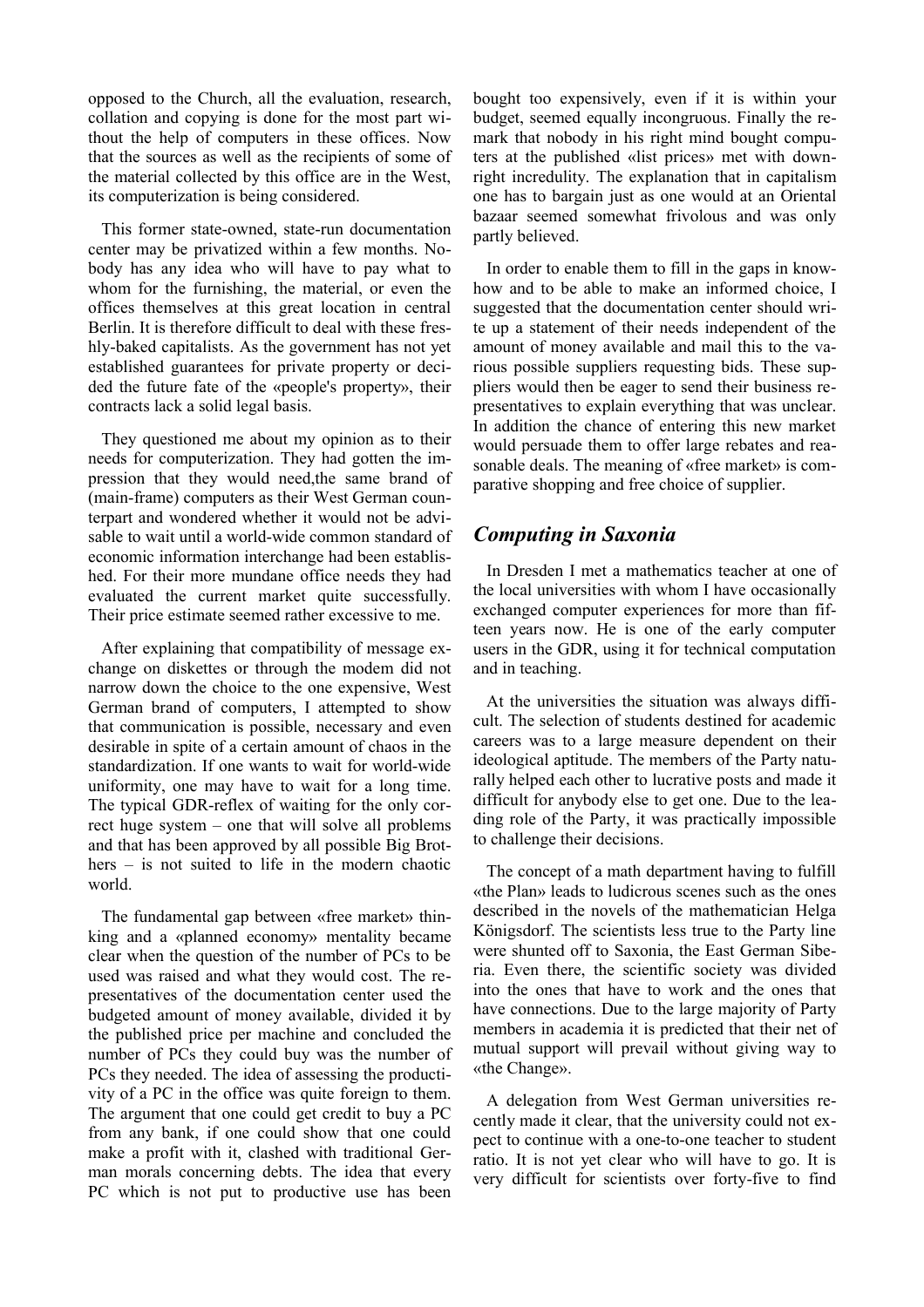opposed to the Church, all the evaluation, research, collation and copying is done for the most part without the help of computers in these offices. Now that the sources as well as the recipients of some of the material collected by this office are in the West, its computerization is being considered.

This former state-owned, state-run documentation center may be privatized within a few months. Nobody has any idea who will have to pay what to whom for the furnishing, the material, or even the offices themselves at this great location in central Berlin. It is therefore difficult to deal with these freshly-baked capitalists. As the government has not yet established guarantees for private property or decided the future fate of the «people's property», their contracts lack a solid legal basis.

They questioned me about my opinion as to their needs for computerization. They had gotten the impression that they would need,the same brand of (main-frame) computers as their West German counterpart and wondered whether it would not be advisable to wait until a world-wide common standard of economic information interchange had been established. For their more mundane office needs they had evaluated the current market quite successfully. Their price estimate seemed rather excessive to me.

After explaining that compatibility of message exchange on diskettes or through the modem did not narrow down the choice to the one expensive, West German brand of computers, I attempted to show that communication is possible, necessary and even desirable in spite of a certain amount of chaos in the standardization. If one wants to wait for world-wide uniformity, one may have to wait for a long time. The typical GDR-reflex of waiting for the only correct huge system – one that will solve all problems and that has been approved by all possible Big Brothers – is not suited to life in the modern chaotic world.

The fundamental gap between «free market» thinking and a «planned economy» mentality became clear when the question of the number of PCs to be used was raised and what they would cost. The representatives of the documentation center used the budgeted amount of money available, divided it by the published price per machine and concluded the number of PCs they could buy was the number of PCs they needed. The idea of assessing the productivity of a PC in the office was quite foreign to them. The argument that one could get credit to buy a PC from any bank, if one could show that one could make a profit with it, clashed with traditional German morals concerning debts. The idea that every PC which is not put to productive use has been bought too expensively, even if it is within your budget, seemed equally incongruous. Finally the remark that nobody in his right mind bought computers at the published «list prices» met with downright incredulity. The explanation that in capitalism one has to bargain just as one would at an Oriental bazaar seemed somewhat frivolous and was only partly believed.

In order to enable them to fill in the gaps in knowhow and to be able to make an informed choice, I suggested that the documentation center should write up a statement of their needs independent of the amount of money available and mail this to the various possible suppliers requesting bids. These suppliers would then be eager to send their business representatives to explain everything that was unclear. In addition the chance of entering this new market would persuade them to offer large rebates and reasonable deals. The meaning of «free market» is comparative shopping and free choice of supplier.

## *Computing in Saxonia*

In Dresden I met a mathematics teacher at one of the local universities with whom I have occasionally exchanged computer experiences for more than fifteen years now. He is one of the early computer users in the GDR, using it for technical computation and in teaching.

At the universities the situation was always difficult. The selection of students destined for academic careers was to a large measure dependent on their ideological aptitude. The members of the Party naturally helped each other to lucrative posts and made it difficult for anybody else to get one. Due to the leading role of the Party, it was practically impossible to challenge their decisions.

The concept of a math department having to fulfill «the Plan» leads to ludicrous scenes such as the ones described in the novels of the mathematician Helga Königsdorf. The scientists less true to the Party line were shunted off to Saxonia, the East German Siberia. Even there, the scientific society was divided into the ones that have to work and the ones that have connections. Due to the large majority of Party members in academia it is predicted that their net of mutual support will prevail without giving way to «the Change».

A delegation from West German universities recently made it clear, that the university could not expect to continue with a one-to-one teacher to student ratio. It is not yet clear who will have to go. It is very difficult for scientists over forty-five to find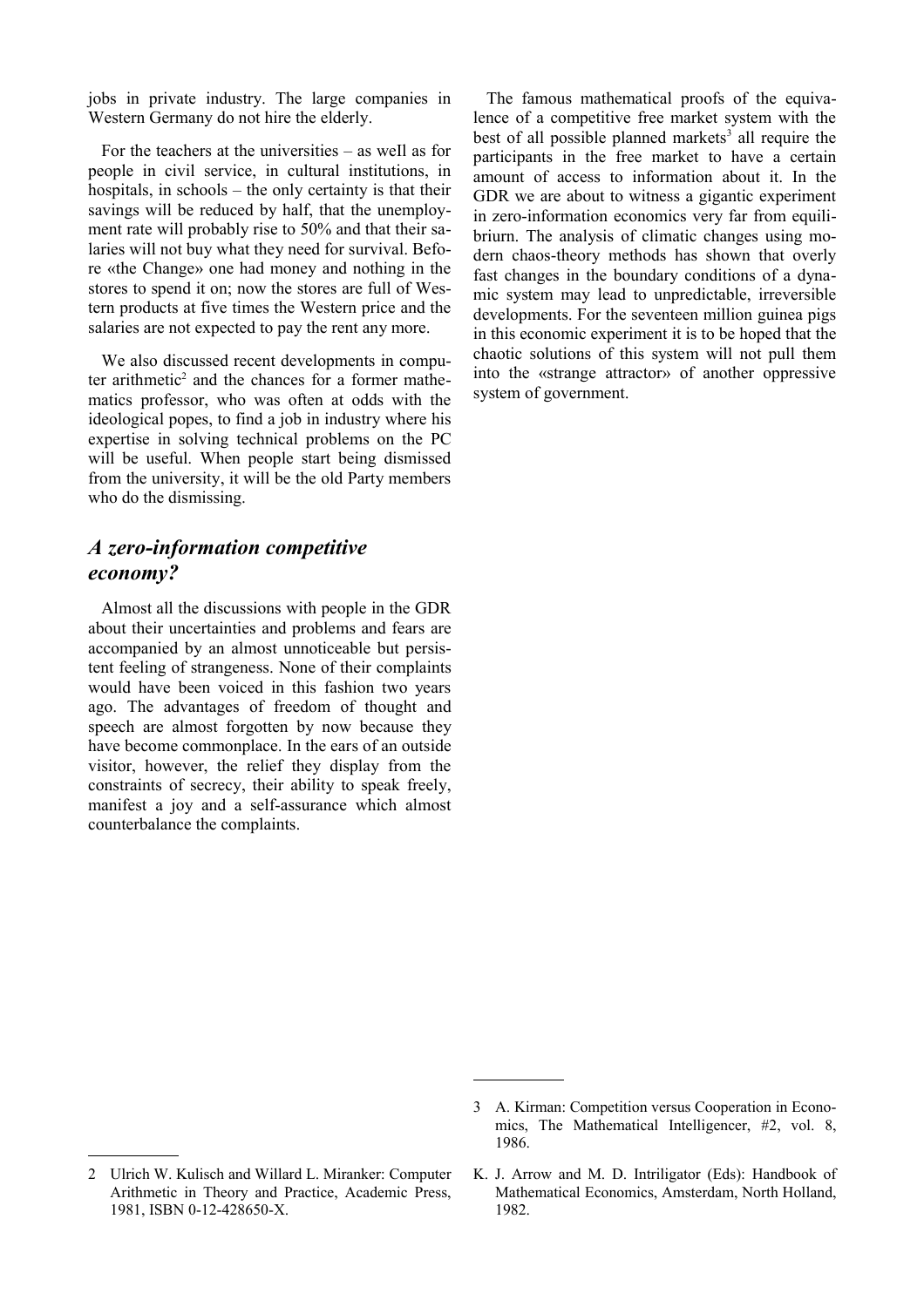jobs in private industry. The large companies in Western Germany do not hire the elderly.

For the teachers at the universities – as weIl as for people in civil service, in cultural institutions, in hospitals, in schools – the only certainty is that their savings will be reduced by half, that the unemployment rate will probably rise to 50% and that their salaries will not buy what they need for survival. Before «the Change» one had money and nothing in the stores to spend it on; now the stores are full of Western products at five times the Western price and the salaries are not expected to pay the rent any more.

We also discussed recent developments in computer arithmetic[2] and the chances for a former mathematics professor, who was often at odds with the ideological popes, to find a job in industry where his expertise in solving technical problems on the PC will be useful. When people start being dismissed from the university, it will be the old Party members who do the dismissing.

## *A zero-information competitive economy?*

Almost all the discussions with people in the GDR about their uncertainties and problems and fears are accompanied by an almost unnoticeable but persistent feeling of strangeness. None of their complaints would have been voiced in this fashion two years ago. The advantages of freedom of thought and speech are almost forgotten by now because they have become commonplace. In the ears of an outside visitor, however, the relief they display from the constraints of secrecy, their ability to speak freely, manifest a joy and a self-assurance which almost counterbalance the complaints.

The famous mathematical proofs of the equivalence of a competitive free market system with the best of all possible planned markets[3] all require the participants in the free market to have a certain amount of access to information about it. In the GDR we are about to witness a gigantic experiment in zero-information economics very far from equilibriurn. The analysis of climatic changes using modern chaos-theory methods has shown that overly fast changes in the boundary conditions of a dynamic system may lead to unpredictable, irreversible developments. For the seventeen million guinea pigs in this economic experiment it is to be hoped that the chaotic solutions of this system will not pull them into the «strange attractor» of another oppressive system of government.

---

2 Ulrich W. Kulisch and Willard L. Miranker: Computer Arithmetic in Theory and Practice, Academic Press, 1981, ISBN 0-12-428650-X.

3 A. Kirman: Competition versus Cooperation in Economics, The Mathematical Intelligencer, #2, vol. 8, 1986.

K. J. Arrow and M. D. Intriligator (Eds): Handbook of Mathematical Economics, Amsterdam, North Holland, 1982.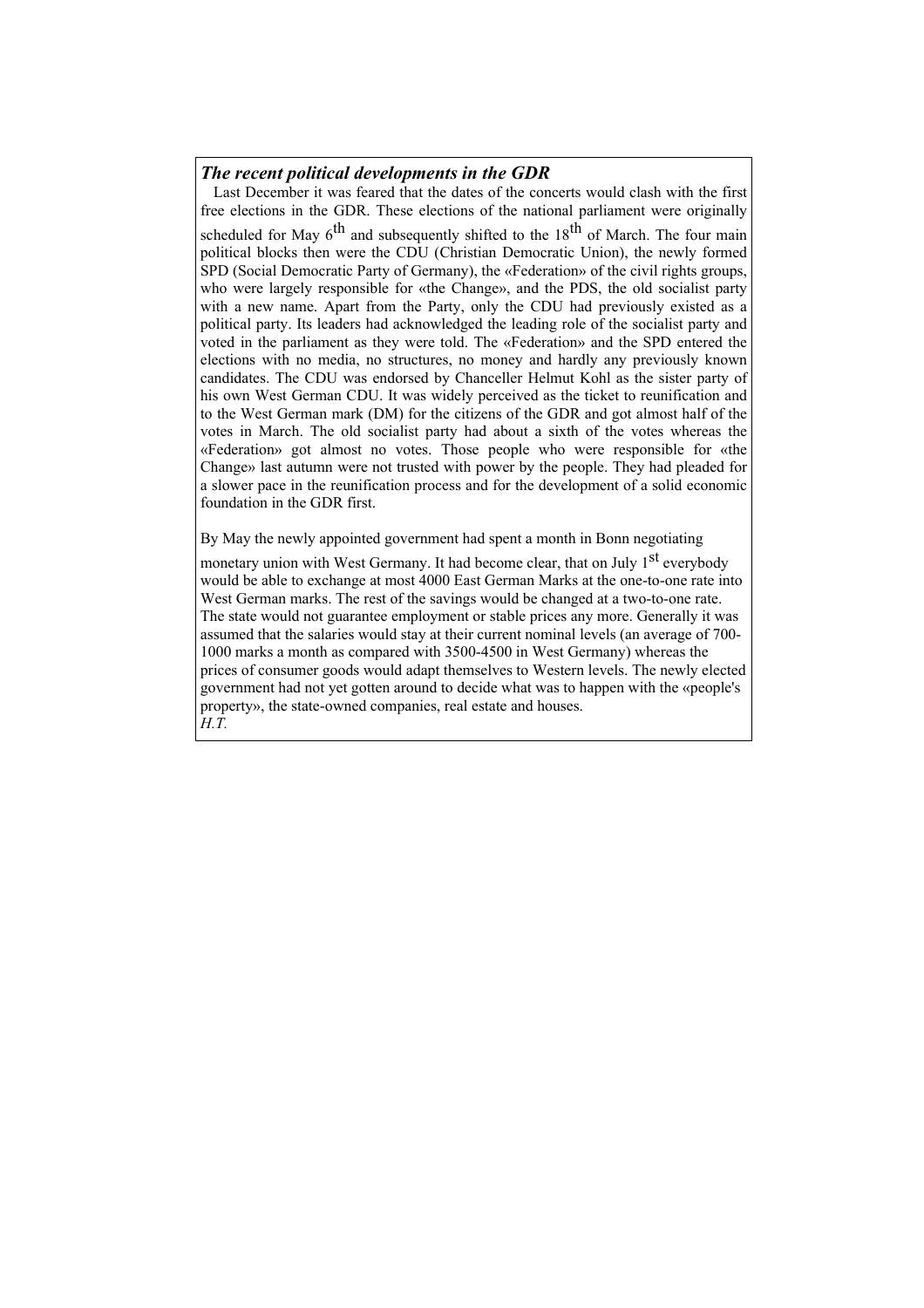## *The recent political developments in the GDR*

Last December it was feared that the dates of the concerts would clash with the first free elections in the GDR. These elections of the national parliament were originally scheduled for May 6$^{th}$ and subsequently shifted to the 18$^{th}$ of March. The four main political blocks then were the CDU (Christian Democratic Union), the newly formed SPD (Social Democratic Party of Germany), the «Federation» of the civil rights groups, who were largely responsible for «the Change», and the PDS, the old socialist party with a new name. Apart from the Party, only the CDU had previously existed as a political party. Its leaders had acknowledged the leading role of the socialist party and voted in the parliament as they were told. The «Federation» and the SPD entered the elections with no media, no structures, no money and hardly any previously known candidates. The CDU was endorsed by Chanceller Helmut Kohl as the sister party of his own West German CDU. It was widely perceived as the ticket to reunification and to the West German mark (DM) for the citizens of the GDR and got almost half of the votes in March. The old socialist party had about a sixth of the votes whereas the «Federation» got almost no votes. Those people who were responsible for «the Change» last autumn were not trusted with power by the people. They had pleaded for a slower pace in the reunification process and for the development of a solid economic foundation in the GDR first.

By May the newly appointed government had spent a month in Bonn negotiating monetary union with West Germany. It had become clear, that on July 1$^{st}$ everybody would be able to exchange at most 4000 East German Marks at the one-to-one rate into West German marks. The rest of the savings would be changed at a two-to-one rate. The state would not guarantee employment or stable prices any more. Generally it was assumed that the salaries would stay at their current nominal levels (an average of 700-1000 marks a month as compared with 3500-4500 in West Germany) whereas the prices of consumer goods would adapt themselves to Western levels. The newly elected government had not yet gotten around to decide what was to happen with the «people's property», the state-owned companies, real estate and houses.

*H.T.*